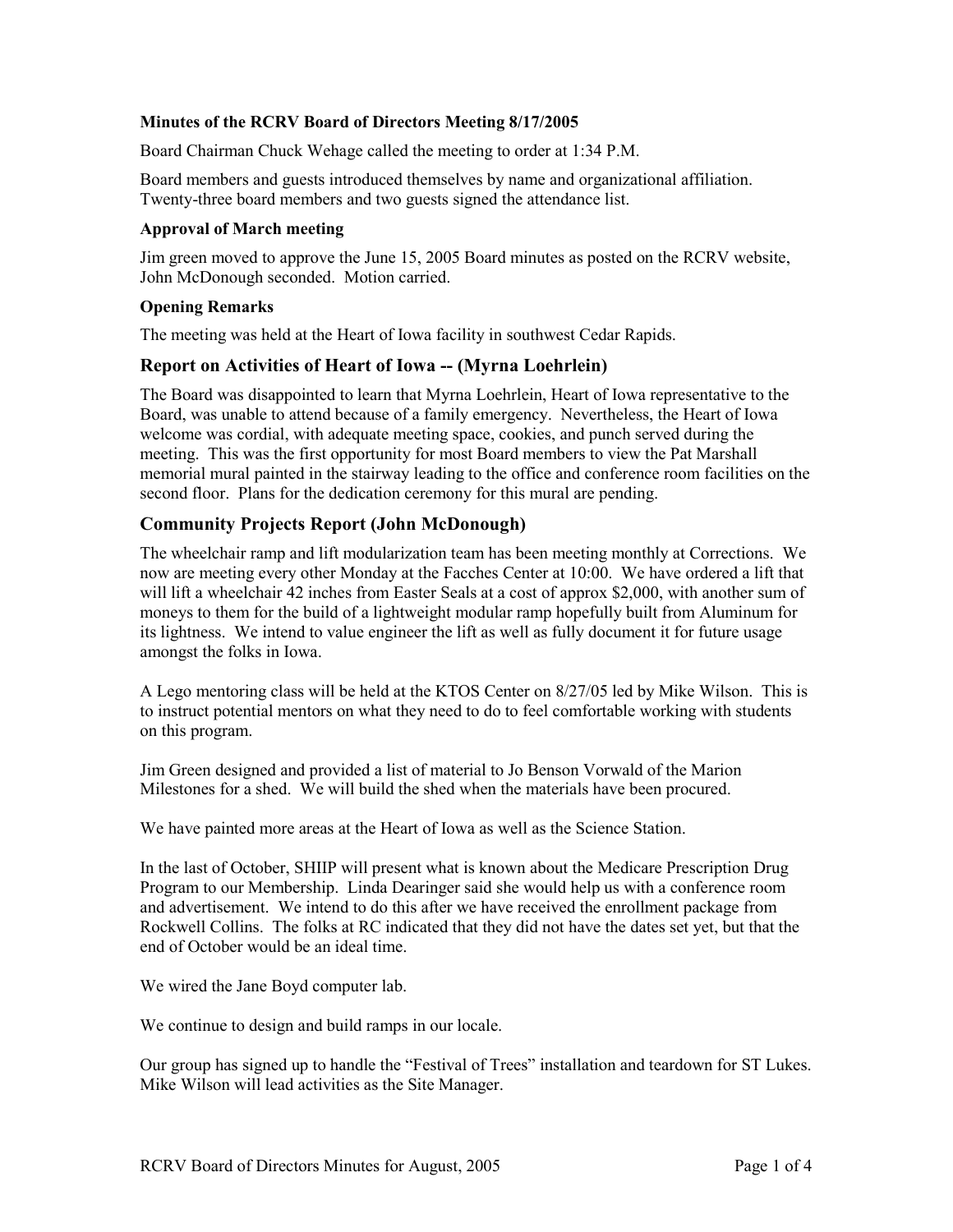**Minutes of the RCRV Board of Directors Meeting 8/17/2005**

Board Chairman Chuck Wehage called the meeting to order at 1:34 P.M.

Board members and guests introduced themselves by name and organizational affiliation. Twenty-three board members and two guests signed the attendance list.

**Approval of March meeting**

Jim green moved to approve the June 15, 2005 Board minutes as posted on the RCRV website, John McDonough seconded. Motion carried.

**Opening Remarks**

The meeting was held at the Heart of Iowa facility in southwest Cedar Rapids.

## Report on Activities of Heart of Iowa -- (Myrna Loehrlein)

The Board was disappointed to learn that Myrna Loehrlein, Heart of Iowa representative to the Board, was unable to attend because of a family emergency. Nevertheless, the Heart of Iowa welcome was cordial, with adequate meeting space, cookies, and punch served during the meeting. This was the first opportunity for most Board members to view the Pat Marshall memorial mural painted in the stairway leading to the office and conference room facilities on the second floor. Plans for the dedication ceremony for this mural are pending.

## Community Projects Report (John McDonough)

The wheelchair ramp and lift modularization team has been meeting monthly at Corrections. We now are meeting every other Monday at the Facches Center at 10:00. We have ordered a lift that will lift a wheelchair 42 inches from Easter Seals at a cost of approx $2,000, with another sum of moneys to them for the build of a lightweight modular ramp hopefully built from Aluminum for its lightness. We intend to value engineer the lift as well as fully document it for future usage amongst the folks in Iowa.

A Lego mentoring class will be held at the KTOS Center on 8/27/05 led by Mike Wilson. This is to instruct potential mentors on what they need to do to feel comfortable working with students on this program.

Jim Green designed and provided a list of material to Jo Benson Vorwald of the Marion Milestones for a shed. We will build the shed when the materials have been procured.

We have painted more areas at the Heart of Iowa as well as the Science Station.

In the last of October, SHIIP will present what is known about the Medicare Prescription Drug Program to our Membership. Linda Dearinger said she would help us with a conference room and advertisement. We intend to do this after we have received the enrollment package from Rockwell Collins. The folks at RC indicated that they did not have the dates set yet, but that the end of October would be an ideal time.

We wired the Jane Boyd computer lab.

We continue to design and build ramps in our locale.

Our group has signed up to handle the "Festival of Trees" installation and teardown for ST Lukes. Mike Wilson will lead activities as the Site Manager.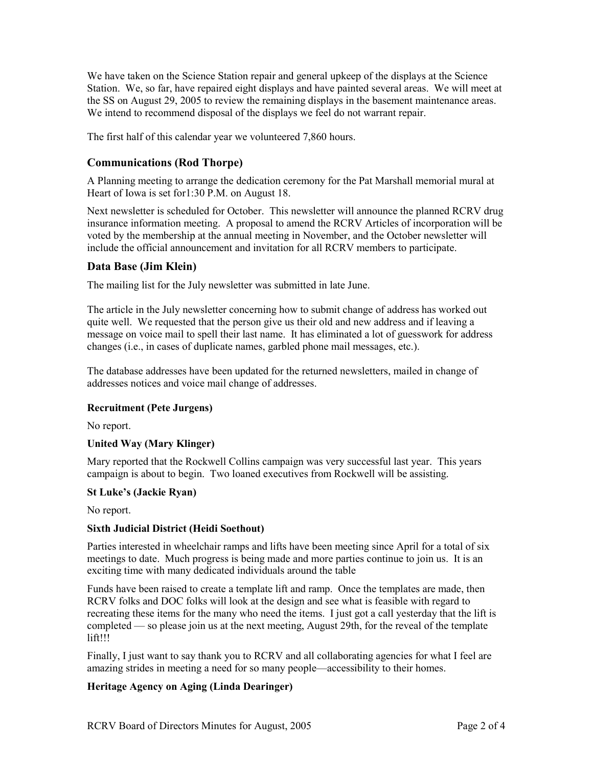We have taken on the Science Station repair and general upkeep of the displays at the Science Station. We, so far, have repaired eight displays and have painted several areas. We will meet at the SS on August 29, 2005 to review the remaining displays in the basement maintenance areas. We intend to recommend disposal of the displays we feel do not warrant repair.

The first half of this calendar year we volunteered 7,860 hours.

## Communications (Rod Thorpe)

A Planning meeting to arrange the dedication ceremony for the Pat Marshall memorial mural at Heart of Iowa is set for1:30 P.M. on August 18.

Next newsletter is scheduled for October. This newsletter will announce the planned RCRV drug insurance information meeting. A proposal to amend the RCRV Articles of incorporation will be voted by the membership at the annual meeting in November, and the October newsletter will include the official announcement and invitation for all RCRV members to participate.

## Data Base (Jim Klein)

The mailing list for the July newsletter was submitted in late June.

The article in the July newsletter concerning how to submit change of address has worked out quite well. We requested that the person give us their old and new address and if leaving a message on voice mail to spell their last name. It has eliminated a lot of guesswork for address changes (i.e., in cases of duplicate names, garbled phone mail messages, etc.).

The database addresses have been updated for the returned newsletters, mailed in change of addresses notices and voice mail change of addresses.

### Recruitment (Pete Jurgens)

No report.

### United Way (Mary Klinger)

Mary reported that the Rockwell Collins campaign was very successful last year. This years campaign is about to begin. Two loaned executives from Rockwell will be assisting.

### St Luke's (Jackie Ryan)

No report.

### Sixth Judicial District (Heidi Soethout)

Parties interested in wheelchair ramps and lifts have been meeting since April for a total of six meetings to date. Much progress is being made and more parties continue to join us. It is an exciting time with many dedicated individuals around the table

Funds have been raised to create a template lift and ramp. Once the templates are made, then RCRV folks and DOC folks will look at the design and see what is feasible with regard to recreating these items for the many who need the items. I just got a call yesterday that the lift is completed — so please join us at the next meeting, August 29th, for the reveal of the template lift!!!

Finally, I just want to say thank you to RCRV and all collaborating agencies for what I feel are amazing strides in meeting a need for so many people—accessibility to their homes.

### Heritage Agency on Aging (Linda Dearinger)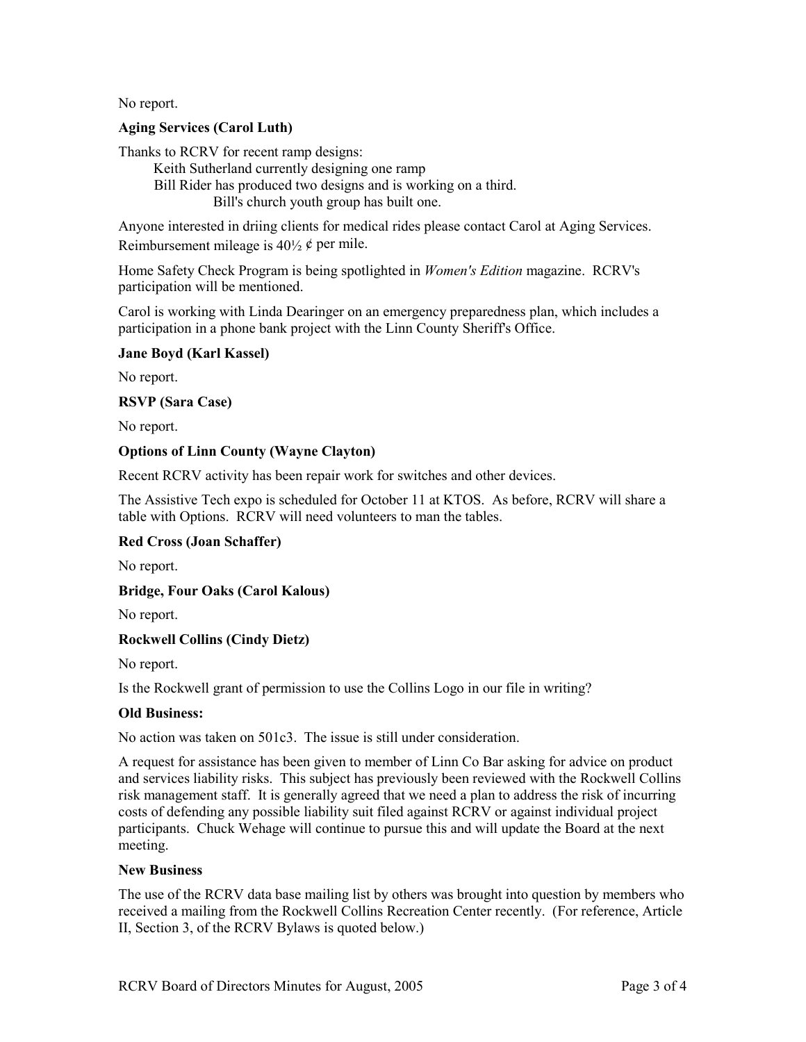No report.

**Aging Services (Carol Luth)**

Thanks to RCRV for recent ramp designs:

- Keith Sutherland currently designing one ramp
- Bill Rider has produced two designs and is working on a third.
  - Bill's church youth group has built one.

Anyone interested in driing clients for medical rides please contact Carol at Aging Services. Reimbursement mileage is 40½ ¢ per mile.

Home Safety Check Program is being spotlighted in *Women's Edition* magazine. RCRV's participation will be mentioned.

Carol is working with Linda Dearinger on an emergency preparedness plan, which includes a participation in a phone bank project with the Linn County Sheriff's Office.

**Jane Boyd (Karl Kassel)**

No report.

**RSVP (Sara Case)**

No report.

**Options of Linn County (Wayne Clayton)**

Recent RCRV activity has been repair work for switches and other devices.

The Assistive Tech expo is scheduled for October 11 at KTOS. As before, RCRV will share a table with Options. RCRV will need volunteers to man the tables.

**Red Cross (Joan Schaffer)**

No report.

**Bridge, Four Oaks (Carol Kalous)**

No report.

**Rockwell Collins (Cindy Dietz)**

No report.

Is the Rockwell grant of permission to use the Collins Logo in our file in writing?

**Old Business:**

No action was taken on 501c3. The issue is still under consideration.

A request for assistance has been given to member of Linn Co Bar asking for advice on product and services liability risks. This subject has previously been reviewed with the Rockwell Collins risk management staff. It is generally agreed that we need a plan to address the risk of incurring costs of defending any possible liability suit filed against RCRV or against individual project participants. Chuck Wehage will continue to pursue this and will update the Board at the next meeting.

**New Business**

The use of the RCRV data base mailing list by others was brought into question by members who received a mailing from the Rockwell Collins Recreation Center recently. (For reference, Article II, Section 3, of the RCRV Bylaws is quoted below.)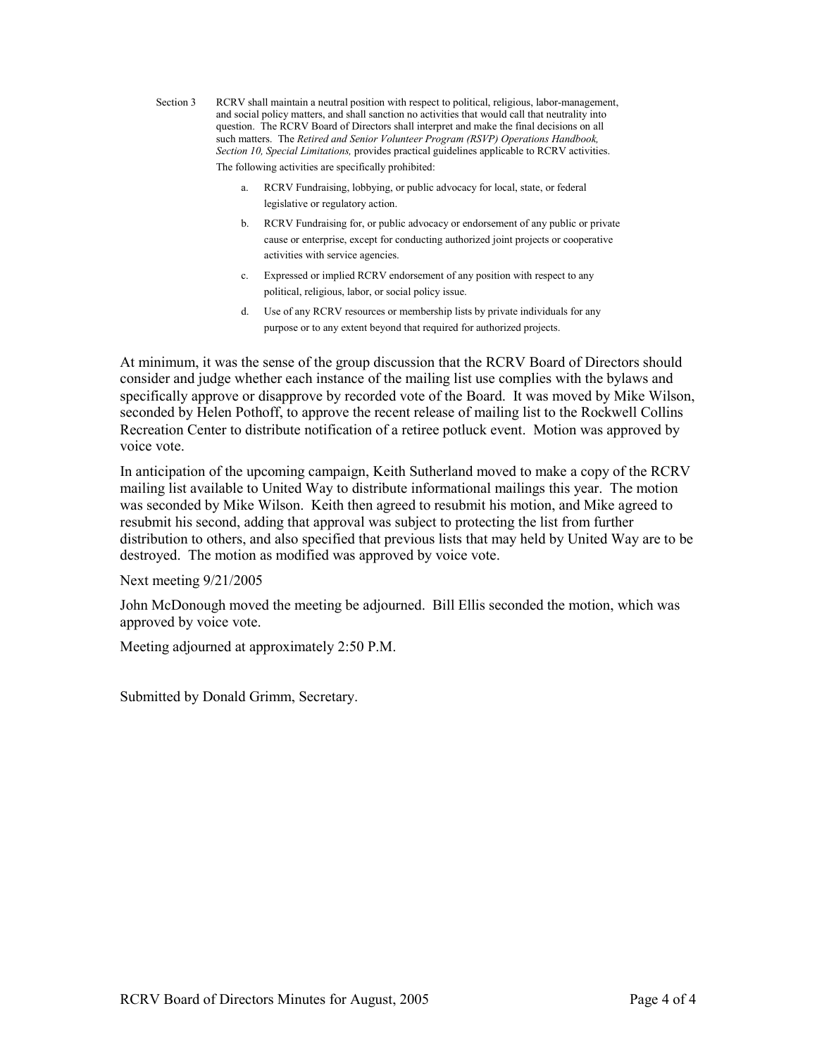Section 3 RCRV shall maintain a neutral position with respect to political, religious, labor-management, and social policy matters, and shall sanction no activities that would call that neutrality into question. The RCRV Board of Directors shall interpret and make the final decisions on all such matters. The *Retired and Senior Volunteer Program (RSVP) Operations Handbook, Section 10, Special Limitations,* provides practical guidelines applicable to RCRV activities.

The following activities are specifically prohibited:

a. RCRV Fundraising, lobbying, or public advocacy for local, state, or federal legislative or regulatory action.

b. RCRV Fundraising for, or public advocacy or endorsement of any public or private cause or enterprise, except for conducting authorized joint projects or cooperative activities with service agencies.

c. Expressed or implied RCRV endorsement of any position with respect to any political, religious, labor, or social policy issue.

d. Use of any RCRV resources or membership lists by private individuals for any purpose or to any extent beyond that required for authorized projects.

At minimum, it was the sense of the group discussion that the RCRV Board of Directors should consider and judge whether each instance of the mailing list use complies with the bylaws and specifically approve or disapprove by recorded vote of the Board. It was moved by Mike Wilson, seconded by Helen Pothoff, to approve the recent release of mailing list to the Rockwell Collins Recreation Center to distribute notification of a retiree potluck event. Motion was approved by voice vote.

In anticipation of the upcoming campaign, Keith Sutherland moved to make a copy of the RCRV mailing list available to United Way to distribute informational mailings this year. The motion was seconded by Mike Wilson. Keith then agreed to resubmit his motion, and Mike agreed to resubmit his second, adding that approval was subject to protecting the list from further distribution to others, and also specified that previous lists that may held by United Way are to be destroyed. The motion as modified was approved by voice vote.

Next meeting 9/21/2005

John McDonough moved the meeting be adjourned. Bill Ellis seconded the motion, which was approved by voice vote.

Meeting adjourned at approximately 2:50 P.M.

Submitted by Donald Grimm, Secretary.